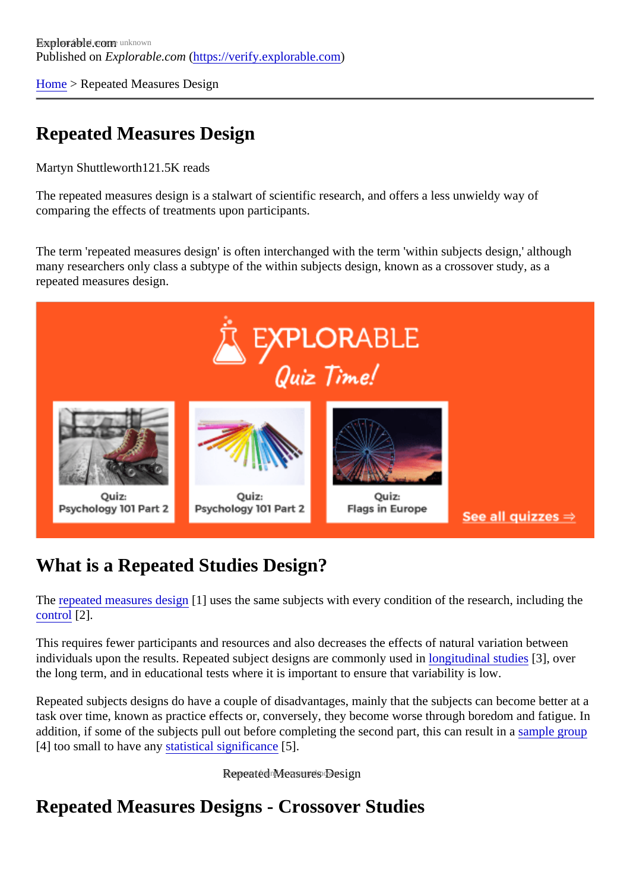Explorable.com
Published on *Explorable.com* (https://verify.explorable.com)

Home > Repeated Measures Design

# Repeated Measures Design

Martyn Shuttleworth121.5K reads

The repeated measures design is a stalwart of scientific research, and offers a less unwieldy way of comparing the effects of treatments upon participants.

The term 'repeated measures design' is often interchanged with the term 'within subjects design,' although many researchers only class a subtype of the within subjects design, known as a crossover study, as a repeated measures design.

## What is a Repeated Studies Design?

The repeated measures design [1] uses the same subjects with every condition of the research, including the control [2].

This requires fewer participants and resources and also decreases the effects of natural variation between individuals upon the results. Repeated subject designs are commonly used in longitudinal studies [3], over the long term, and in educational tests where it is important to ensure that variability is low.

Repeated subjects designs do have a couple of disadvantages, mainly that the subjects can become better at a task over time, known as practice effects or, conversely, they become worse through boredom and fatigue. In addition, if some of the subjects pull out before completing the second part, this can result in a sample group [4] too small to have any statistical significance [5].

Repeated Measures Design

## Repeated Measures Designs - Crossover Studies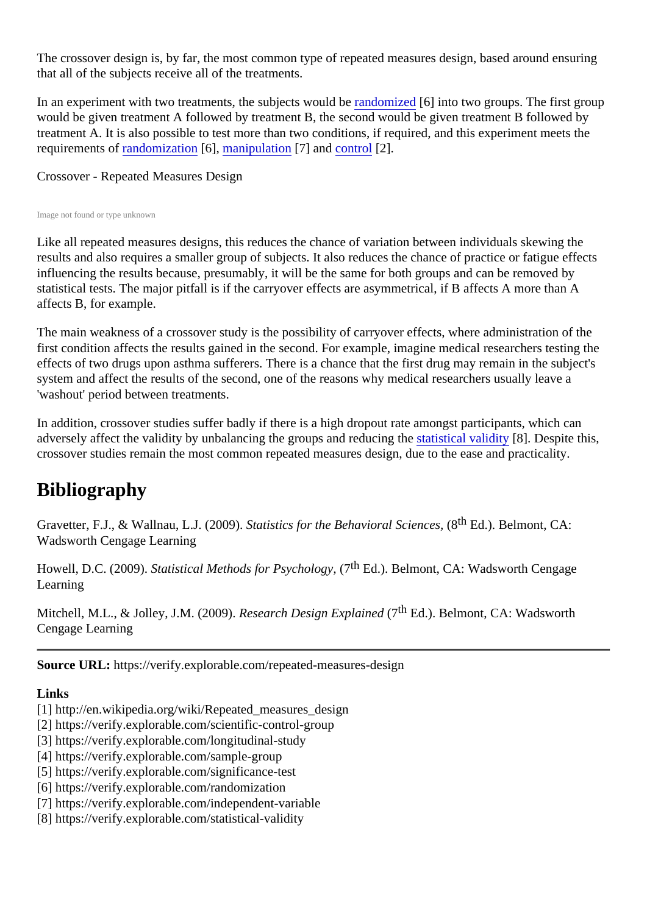The crossover design is, by far, the most common type of repeated measures design, based around ensuring that all of the subjects receive all of the treatments.

In an experiment with two treatments, the subjects would be randomized [6] into two groups. The first group would be given treatment A followed by treatment B, the second would be given treatment B followed by treatment A. It is also possible to test more than two conditions, if required, and this experiment meets the requirements of randomization [6], manipulation [7] and control [2].

Crossover - Repeated Measures Design

Image not found or type unknown

Like all repeated measures designs, this reduces the chance of variation between individuals skewing the results and also requires a smaller group of subjects. It also reduces the chance of practice or fatigue effects influencing the results because, presumably, it will be the same for both groups and can be removed by statistical tests. The major pitfall is if the carryover effects are asymmetrical, if B affects A more than A affects B, for example.

The main weakness of a crossover study is the possibility of carryover effects, where administration of the first condition affects the results gained in the second. For example, imagine medical researchers testing the effects of two drugs upon asthma sufferers. There is a chance that the first drug may remain in the subject's system and affect the results of the second, one of the reasons why medical researchers usually leave a 'washout' period between treatments.

In addition, crossover studies suffer badly if there is a high dropout rate amongst participants, which can adversely affect the validity by unbalancing the groups and reducing the statistical validity [8]. Despite this, crossover studies remain the most common repeated measures design, due to the ease and practicality.

## Bibliography

Gravetter, F.J., & Wallnau, L.J. (2009). *Statistics for the Behavioral Sciences*, (8th Ed.). Belmont, CA: Wadsworth Cengage Learning

Howell, D.C. (2009). *Statistical Methods for Psychology*, (7th Ed.). Belmont, CA: Wadsworth Cengage Learning

Mitchell, M.L., & Jolley, J.M. (2009). *Research Design Explained* (7th Ed.). Belmont, CA: Wadsworth Cengage Learning

---

**Source URL:** https://verify.explorable.com/repeated-measures-design

**Links**
[1] http://en.wikipedia.org/wiki/Repeated_measures_design
[2] https://verify.explorable.com/scientific-control-group
[3] https://verify.explorable.com/longitudinal-study
[4] https://verify.explorable.com/sample-group
[5] https://verify.explorable.com/significance-test
[6] https://verify.explorable.com/randomization
[7] https://verify.explorable.com/independent-variable
[8] https://verify.explorable.com/statistical-validity